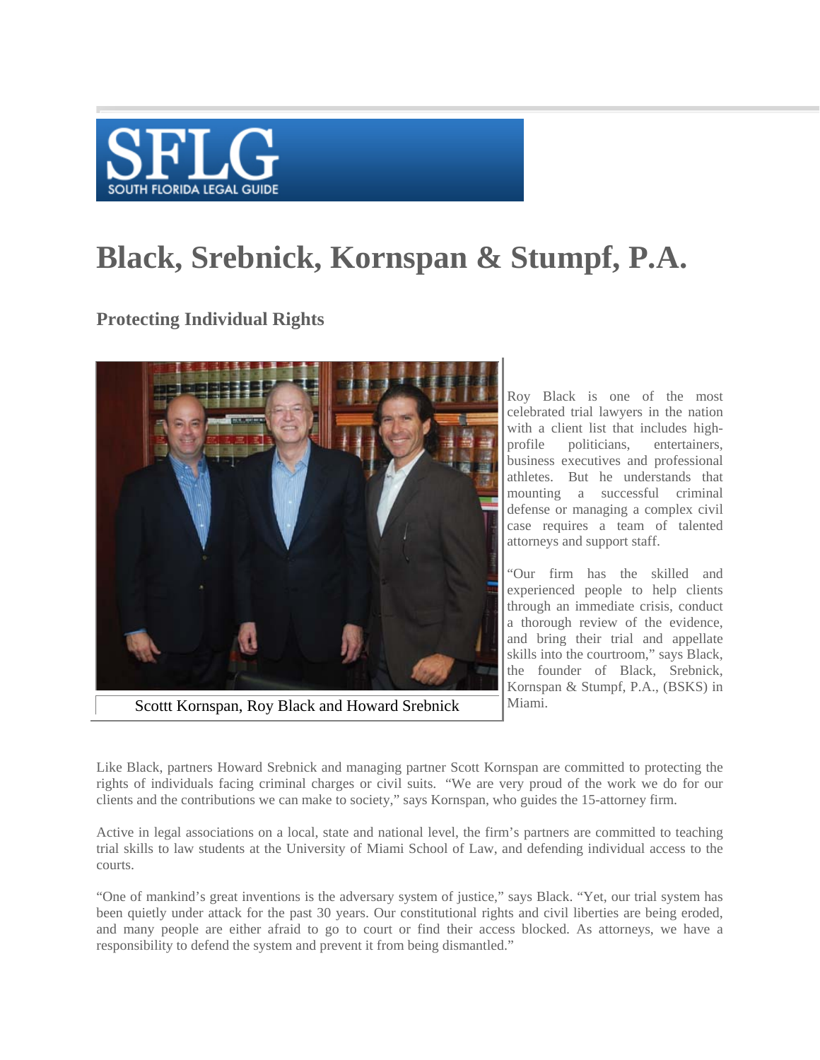SFLG
SOUTH FLORIDA LEGAL GUIDE

# Black, Srebnick, Kornspan & Stumpf, P.A.

## Protecting Individual Rights

Scottt Kornspan, Roy Black and Howard Srebnick

Roy Black is one of the most celebrated trial lawyers in the nation with a client list that includes high-profile politicians, entertainers, business executives and professional athletes. But he understands that mounting a successful criminal defense or managing a complex civil case requires a team of talented attorneys and support staff.

"Our firm has the skilled and experienced people to help clients through an immediate crisis, conduct a thorough review of the evidence, and bring their trial and appellate skills into the courtroom," says Black, the founder of Black, Srebnick, Kornspan & Stumpf, P.A., (BSKS) in Miami.

Like Black, partners Howard Srebnick and managing partner Scott Kornspan are committed to protecting the rights of individuals facing criminal charges or civil suits. "We are very proud of the work we do for our clients and the contributions we can make to society," says Kornspan, who guides the 15-attorney firm.

Active in legal associations on a local, state and national level, the firm's partners are committed to teaching trial skills to law students at the University of Miami School of Law, and defending individual access to the courts.

"One of mankind's great inventions is the adversary system of justice," says Black. "Yet, our trial system has been quietly under attack for the past 30 years. Our constitutional rights and civil liberties are being eroded, and many people are either afraid to go to court or find their access blocked. As attorneys, we have a responsibility to defend the system and prevent it from being dismantled."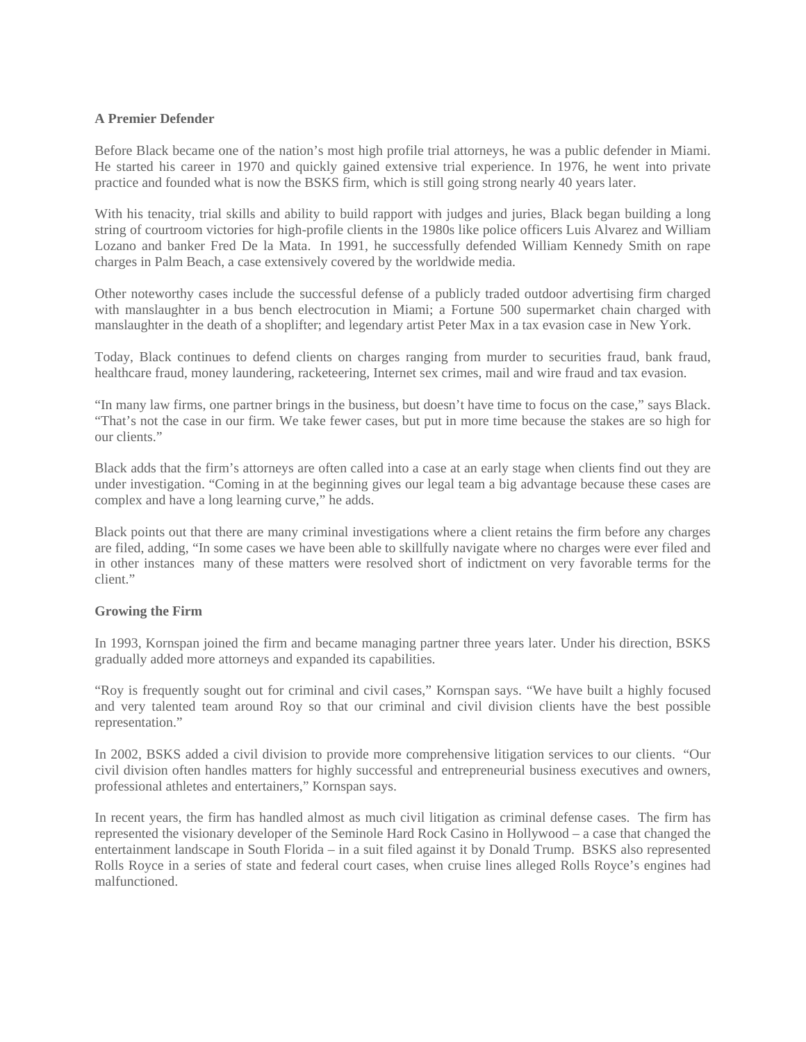**A Premier Defender**

Before Black became one of the nation's most high profile trial attorneys, he was a public defender in Miami. He started his career in 1970 and quickly gained extensive trial experience. In 1976, he went into private practice and founded what is now the BSKS firm, which is still going strong nearly 40 years later.

With his tenacity, trial skills and ability to build rapport with judges and juries, Black began building a long string of courtroom victories for high-profile clients in the 1980s like police officers Luis Alvarez and William Lozano and banker Fred De la Mata. In 1991, he successfully defended William Kennedy Smith on rape charges in Palm Beach, a case extensively covered by the worldwide media.

Other noteworthy cases include the successful defense of a publicly traded outdoor advertising firm charged with manslaughter in a bus bench electrocution in Miami; a Fortune 500 supermarket chain charged with manslaughter in the death of a shoplifter; and legendary artist Peter Max in a tax evasion case in New York.

Today, Black continues to defend clients on charges ranging from murder to securities fraud, bank fraud, healthcare fraud, money laundering, racketeering, Internet sex crimes, mail and wire fraud and tax evasion.

"In many law firms, one partner brings in the business, but doesn't have time to focus on the case," says Black. "That's not the case in our firm. We take fewer cases, but put in more time because the stakes are so high for our clients."

Black adds that the firm's attorneys are often called into a case at an early stage when clients find out they are under investigation. "Coming in at the beginning gives our legal team a big advantage because these cases are complex and have a long learning curve," he adds.

Black points out that there are many criminal investigations where a client retains the firm before any charges are filed, adding, "In some cases we have been able to skillfully navigate where no charges were ever filed and in other instances many of these matters were resolved short of indictment on very favorable terms for the client."

**Growing the Firm**

In 1993, Kornspan joined the firm and became managing partner three years later. Under his direction, BSKS gradually added more attorneys and expanded its capabilities.

"Roy is frequently sought out for criminal and civil cases," Kornspan says. "We have built a highly focused and very talented team around Roy so that our criminal and civil division clients have the best possible representation."

In 2002, BSKS added a civil division to provide more comprehensive litigation services to our clients. "Our civil division often handles matters for highly successful and entrepreneurial business executives and owners, professional athletes and entertainers," Kornspan says.

In recent years, the firm has handled almost as much civil litigation as criminal defense cases. The firm has represented the visionary developer of the Seminole Hard Rock Casino in Hollywood – a case that changed the entertainment landscape in South Florida – in a suit filed against it by Donald Trump. BSKS also represented Rolls Royce in a series of state and federal court cases, when cruise lines alleged Rolls Royce's engines had malfunctioned.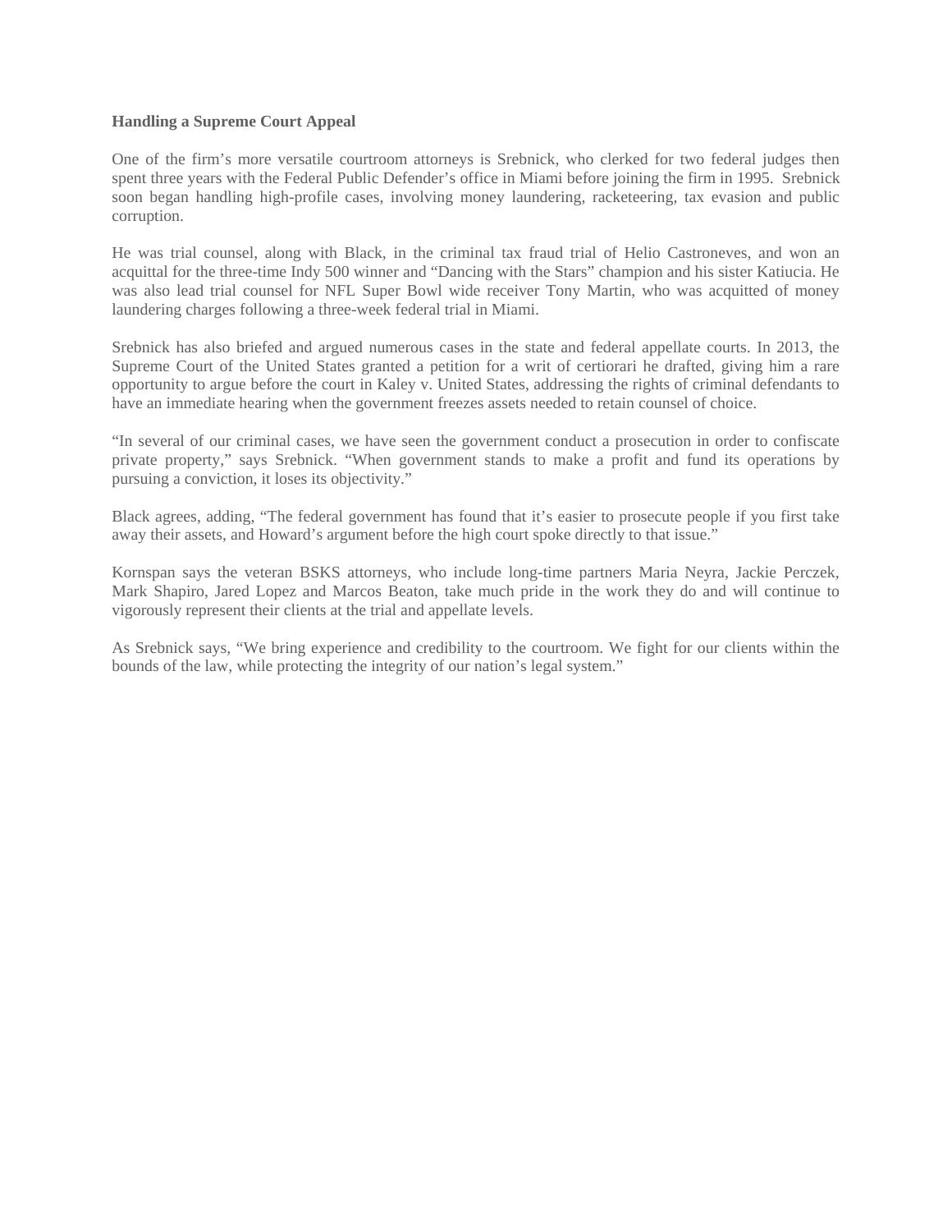**Handling a Supreme Court Appeal**

One of the firm's more versatile courtroom attorneys is Srebnick, who clerked for two federal judges then spent three years with the Federal Public Defender's office in Miami before joining the firm in 1995. Srebnick soon began handling high-profile cases, involving money laundering, racketeering, tax evasion and public corruption.

He was trial counsel, along with Black, in the criminal tax fraud trial of Helio Castroneves, and won an acquittal for the three-time Indy 500 winner and "Dancing with the Stars" champion and his sister Katiucia. He was also lead trial counsel for NFL Super Bowl wide receiver Tony Martin, who was acquitted of money laundering charges following a three-week federal trial in Miami.

Srebnick has also briefed and argued numerous cases in the state and federal appellate courts. In 2013, the Supreme Court of the United States granted a petition for a writ of certiorari he drafted, giving him a rare opportunity to argue before the court in Kaley v. United States, addressing the rights of criminal defendants to have an immediate hearing when the government freezes assets needed to retain counsel of choice.

"In several of our criminal cases, we have seen the government conduct a prosecution in order to confiscate private property," says Srebnick. "When government stands to make a profit and fund its operations by pursuing a conviction, it loses its objectivity."

Black agrees, adding, "The federal government has found that it's easier to prosecute people if you first take away their assets, and Howard's argument before the high court spoke directly to that issue."

Kornspan says the veteran BSKS attorneys, who include long-time partners Maria Neyra, Jackie Perczek, Mark Shapiro, Jared Lopez and Marcos Beaton, take much pride in the work they do and will continue to vigorously represent their clients at the trial and appellate levels.

As Srebnick says, "We bring experience and credibility to the courtroom. We fight for our clients within the bounds of the law, while protecting the integrity of our nation's legal system."